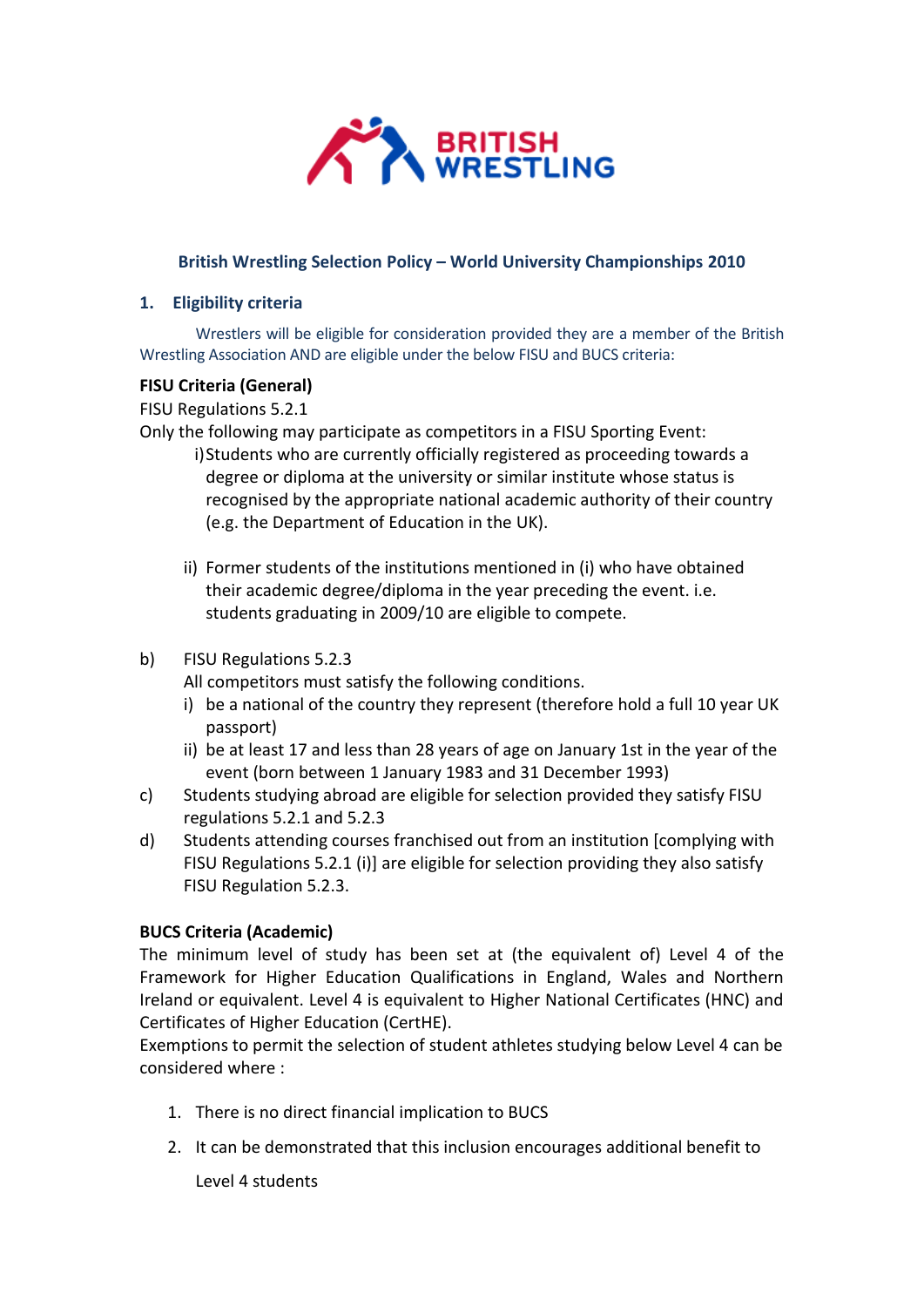BRITISH WRESTLING

## British Wrestling Selection Policy – World University Championships 2010

### 1. Eligibility criteria

Wrestlers will be eligible for consideration provided they are a member of the British Wrestling Association AND are eligible under the below FISU and BUCS criteria:

**FISU Criteria (General)**

FISU Regulations 5.2.1

Only the following may participate as competitors in a FISU Sporting Event:

i) Students who are currently officially registered as proceeding towards a degree or diploma at the university or similar institute whose status is recognised by the appropriate national academic authority of their country (e.g. the Department of Education in the UK).

ii) Former students of the institutions mentioned in (i) who have obtained their academic degree/diploma in the year preceding the event. i.e. students graduating in 2009/10 are eligible to compete.

b) FISU Regulations 5.2.3

All competitors must satisfy the following conditions.

i) be a national of the country they represent (therefore hold a full 10 year UK passport)

ii) be at least 17 and less than 28 years of age on January 1st in the year of the event (born between 1 January 1983 and 31 December 1993)

c) Students studying abroad are eligible for selection provided they satisfy FISU regulations 5.2.1 and 5.2.3

d) Students attending courses franchised out from an institution [complying with FISU Regulations 5.2.1 (i)] are eligible for selection providing they also satisfy FISU Regulation 5.2.3.

**BUCS Criteria (Academic)**

The minimum level of study has been set at (the equivalent of) Level 4 of the Framework for Higher Education Qualifications in England, Wales and Northern Ireland or equivalent. Level 4 is equivalent to Higher National Certificates (HNC) and Certificates of Higher Education (CertHE).

Exemptions to permit the selection of student athletes studying below Level 4 can be considered where :

1. There is no direct financial implication to BUCS
2. It can be demonstrated that this inclusion encourages additional benefit to Level 4 students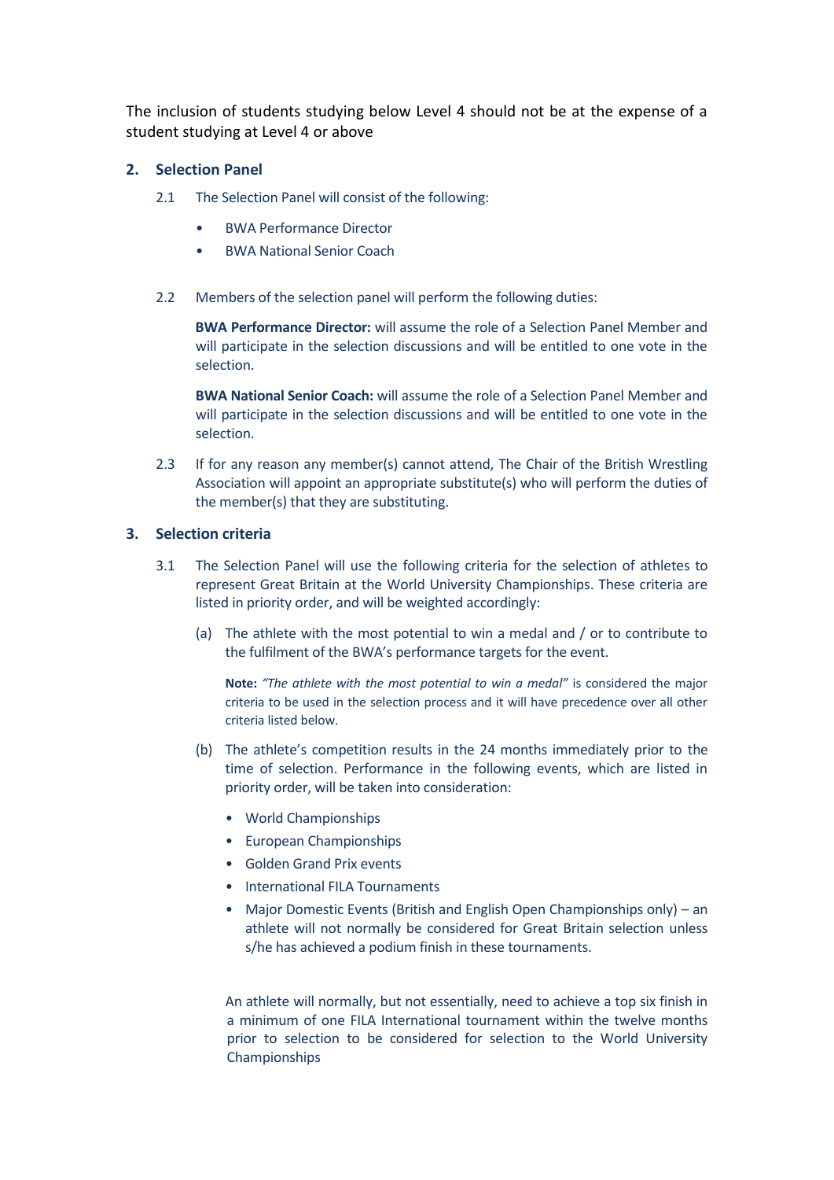The inclusion of students studying below Level 4 should not be at the expense of a student studying at Level 4 or above

## 2. Selection Panel

2.1 The Selection Panel will consist of the following:

- BWA Performance Director
- BWA National Senior Coach

2.2 Members of the selection panel will perform the following duties:

**BWA Performance Director:** will assume the role of a Selection Panel Member and will participate in the selection discussions and will be entitled to one vote in the selection.

**BWA National Senior Coach:** will assume the role of a Selection Panel Member and will participate in the selection discussions and will be entitled to one vote in the selection.

2.3 If for any reason any member(s) cannot attend, The Chair of the British Wrestling Association will appoint an appropriate substitute(s) who will perform the duties of the member(s) that they are substituting.

## 3. Selection criteria

3.1 The Selection Panel will use the following criteria for the selection of athletes to represent Great Britain at the World University Championships. These criteria are listed in priority order, and will be weighted accordingly:

(a) The athlete with the most potential to win a medal and / or to contribute to the fulfilment of the BWA's performance targets for the event.

**Note:** *"The athlete with the most potential to win a medal"* is considered the major criteria to be used in the selection process and it will have precedence over all other criteria listed below.

(b) The athlete's competition results in the 24 months immediately prior to the time of selection. Performance in the following events, which are listed in priority order, will be taken into consideration:

- World Championships
- European Championships
- Golden Grand Prix events
- International FILA Tournaments
- Major Domestic Events (British and English Open Championships only) – an athlete will not normally be considered for Great Britain selection unless s/he has achieved a podium finish in these tournaments.

An athlete will normally, but not essentially, need to achieve a top six finish in a minimum of one FILA International tournament within the twelve months prior to selection to be considered for selection to the World University Championships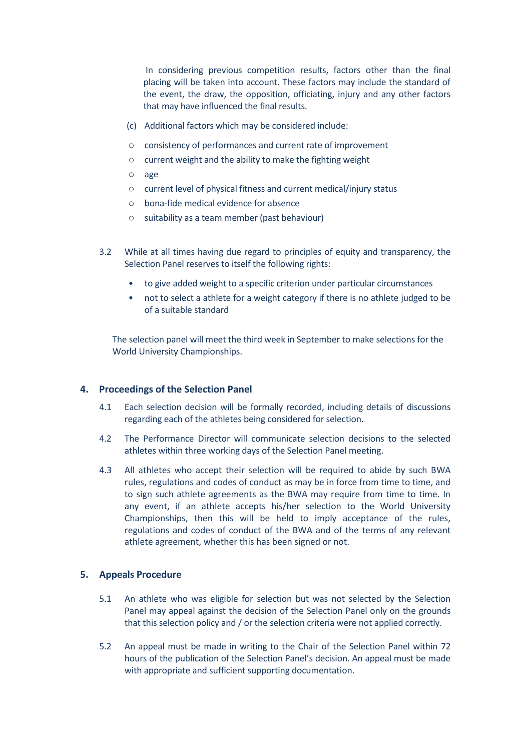In considering previous competition results, factors other than the final placing will be taken into account. These factors may include the standard of the event, the draw, the opposition, officiating, injury and any other factors that may have influenced the final results.

(c) Additional factors which may be considered include:

- consistency of performances and current rate of improvement
- current weight and the ability to make the fighting weight
- age
- current level of physical fitness and current medical/injury status
- bona-fide medical evidence for absence
- suitability as a team member (past behaviour)

3.2 While at all times having due regard to principles of equity and transparency, the Selection Panel reserves to itself the following rights:

- to give added weight to a specific criterion under particular circumstances
- not to select a athlete for a weight category if there is no athlete judged to be of a suitable standard

The selection panel will meet the third week in September to make selections for the World University Championships.

## 4. Proceedings of the Selection Panel

4.1 Each selection decision will be formally recorded, including details of discussions regarding each of the athletes being considered for selection.

4.2 The Performance Director will communicate selection decisions to the selected athletes within three working days of the Selection Panel meeting.

4.3 All athletes who accept their selection will be required to abide by such BWA rules, regulations and codes of conduct as may be in force from time to time, and to sign such athlete agreements as the BWA may require from time to time. In any event, if an athlete accepts his/her selection to the World University Championships, then this will be held to imply acceptance of the rules, regulations and codes of conduct of the BWA and of the terms of any relevant athlete agreement, whether this has been signed or not.

## 5. Appeals Procedure

5.1 An athlete who was eligible for selection but was not selected by the Selection Panel may appeal against the decision of the Selection Panel only on the grounds that this selection policy and / or the selection criteria were not applied correctly.

5.2 An appeal must be made in writing to the Chair of the Selection Panel within 72 hours of the publication of the Selection Panel's decision. An appeal must be made with appropriate and sufficient supporting documentation.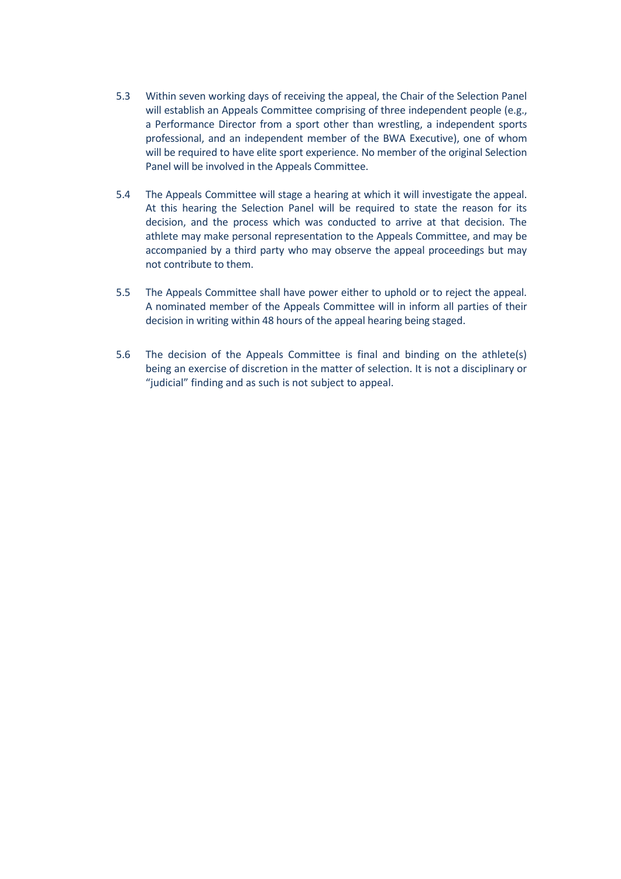5.3 Within seven working days of receiving the appeal, the Chair of the Selection Panel will establish an Appeals Committee comprising of three independent people (e.g., a Performance Director from a sport other than wrestling, a independent sports professional, and an independent member of the BWA Executive), one of whom will be required to have elite sport experience. No member of the original Selection Panel will be involved in the Appeals Committee.

5.4 The Appeals Committee will stage a hearing at which it will investigate the appeal. At this hearing the Selection Panel will be required to state the reason for its decision, and the process which was conducted to arrive at that decision. The athlete may make personal representation to the Appeals Committee, and may be accompanied by a third party who may observe the appeal proceedings but may not contribute to them.

5.5 The Appeals Committee shall have power either to uphold or to reject the appeal. A nominated member of the Appeals Committee will in inform all parties of their decision in writing within 48 hours of the appeal hearing being staged.

5.6 The decision of the Appeals Committee is final and binding on the athlete(s) being an exercise of discretion in the matter of selection. It is not a disciplinary or "judicial" finding and as such is not subject to appeal.